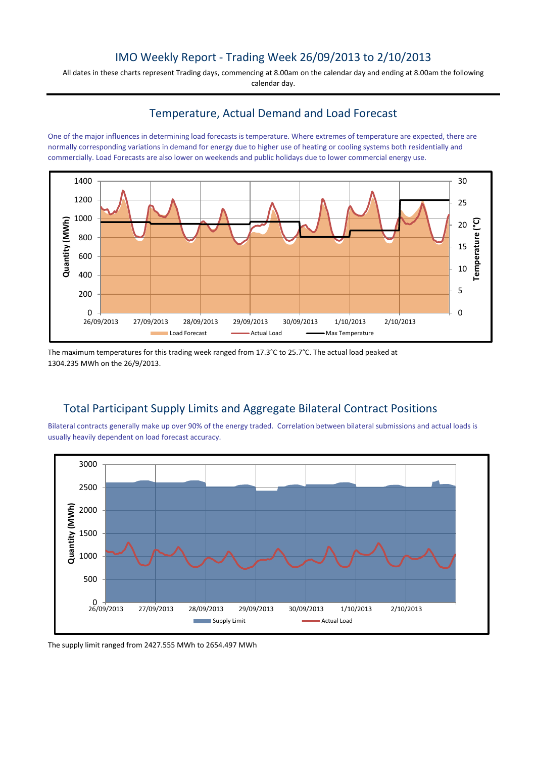# IMO Weekly Report - Trading Week 26/09/2013 to 2/10/2013

All dates in these charts represent Trading days, commencing at 8.00am on the calendar day and ending at 8.00am the following calendar day.

## Temperature, Actual Demand and Load Forecast

One of the major influences in determining load forecasts is temperature. Where extremes of temperature are expected, there are normally corresponding variations in demand for energy due to higher use of heating or cooling systems both residentially and commercially. Load Forecasts are also lower on weekends and public holidays due to lower commercial energy use.

The maximum temperatures for this trading week ranged from 17.3°C to 25.7°C. The actual load peaked at 1304.235 MWh on the 26/9/2013.

## Total Participant Supply Limits and Aggregate Bilateral Contract Positions

Bilateral contracts generally make up over 90% of the energy traded. Correlation between bilateral submissions and actual loads is usually heavily dependent on load forecast accuracy.

The supply limit ranged from 2427.555 MWh to 2654.497 MWh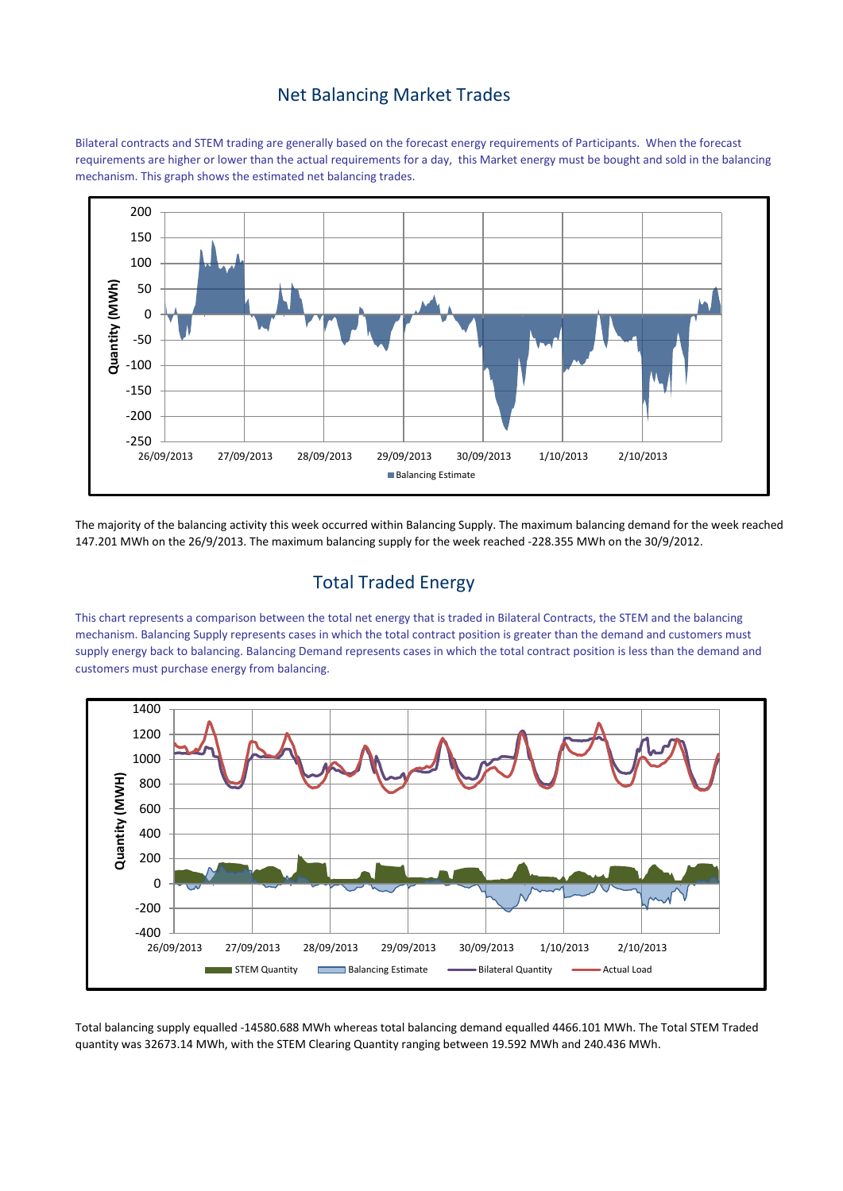## Net Balancing Market Trades

Bilateral contracts and STEM trading are generally based on the forecast energy requirements of Participants. When the forecast requirements are higher or lower than the actual requirements for a day, this Market energy must be bought and sold in the balancing mechanism. This graph shows the estimated net balancing trades.

The majority of the balancing activity this week occurred within Balancing Supply. The maximum balancing demand for the week reached 147.201 MWh on the 26/9/2013. The maximum balancing supply for the week reached -228.355 MWh on the 30/9/2012.

## Total Traded Energy

This chart represents a comparison between the total net energy that is traded in Bilateral Contracts, the STEM and the balancing mechanism. Balancing Supply represents cases in which the total contract position is greater than the demand and customers must supply energy back to balancing. Balancing Demand represents cases in which the total contract position is less than the demand and customers must purchase energy from balancing.

Total balancing supply equalled -14580.688 MWh whereas total balancing demand equalled 4466.101 MWh. The Total STEM Traded quantity was 32673.14 MWh, with the STEM Clearing Quantity ranging between 19.592 MWh and 240.436 MWh.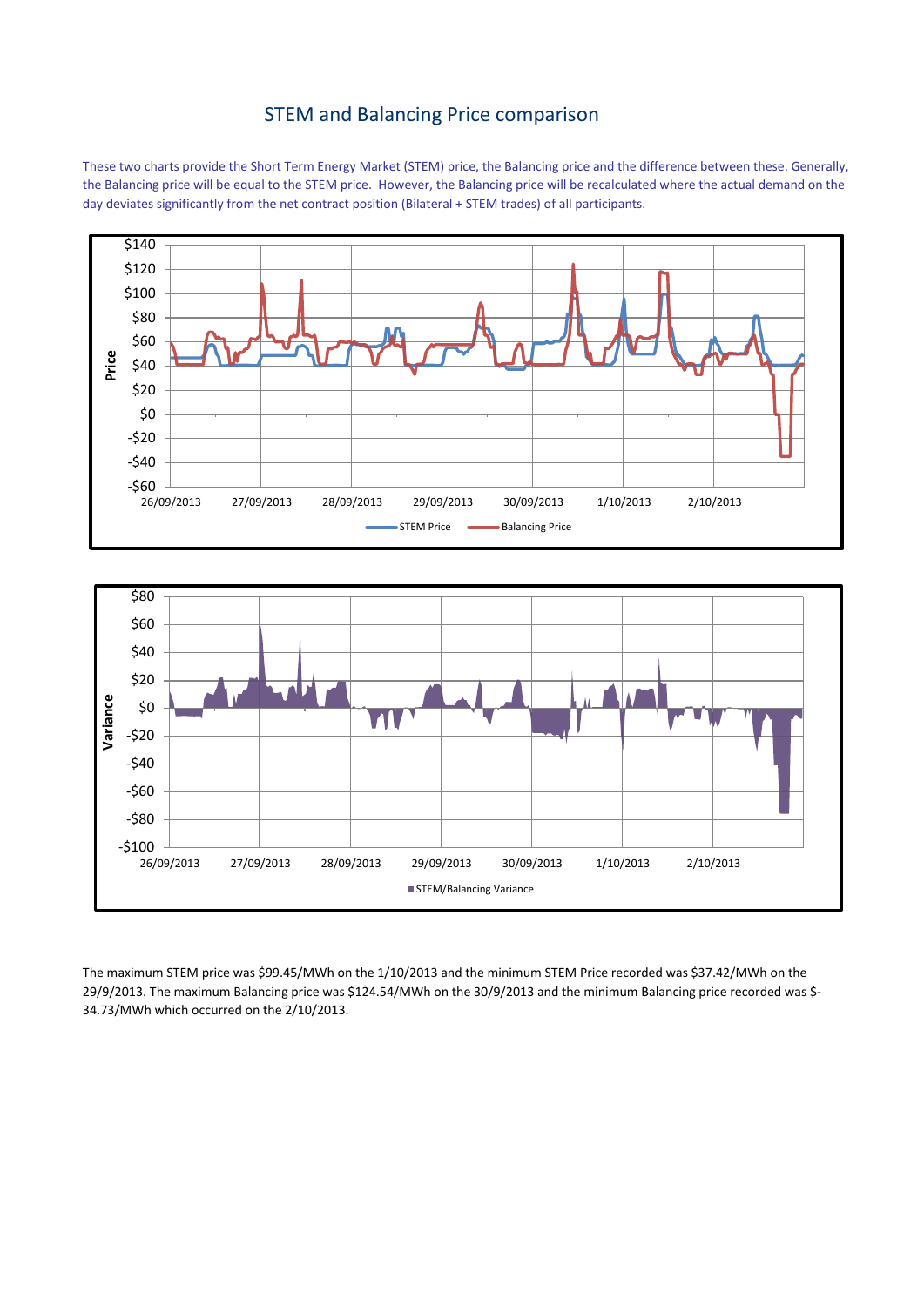# STEM and Balancing Price comparison

These two charts provide the Short Term Energy Market (STEM) price, the Balancing price and the difference between these. Generally, the Balancing price will be equal to the STEM price. However, the Balancing price will be recalculated where the actual demand on the day deviates significantly from the net contract position (Bilateral + STEM trades) of all participants.

Price

$140
$120
$100
$80
$60
$40
$20
$0
-$20
-$40
-$60

26/09/2013
27/09/2013
28/09/2013
29/09/2013
30/09/2013
1/10/2013
2/10/2013

STEM Price
Balancing Price

Variance

$80
$60
$40
$20
$0
-$20
-$40
-$60
-$80
-$100

26/09/2013
27/09/2013
28/09/2013
29/09/2013
30/09/2013
1/10/2013
2/10/2013

STEM/Balancing Variance

The maximum STEM price was $99.45/MWh on the 1/10/2013 and the minimum STEM Price recorded was $37.42/MWh on the 29/9/2013. The maximum Balancing price was $124.54/MWh on the 30/9/2013 and the minimum Balancing price recorded was $-34.73/MWh which occurred on the 2/10/2013.